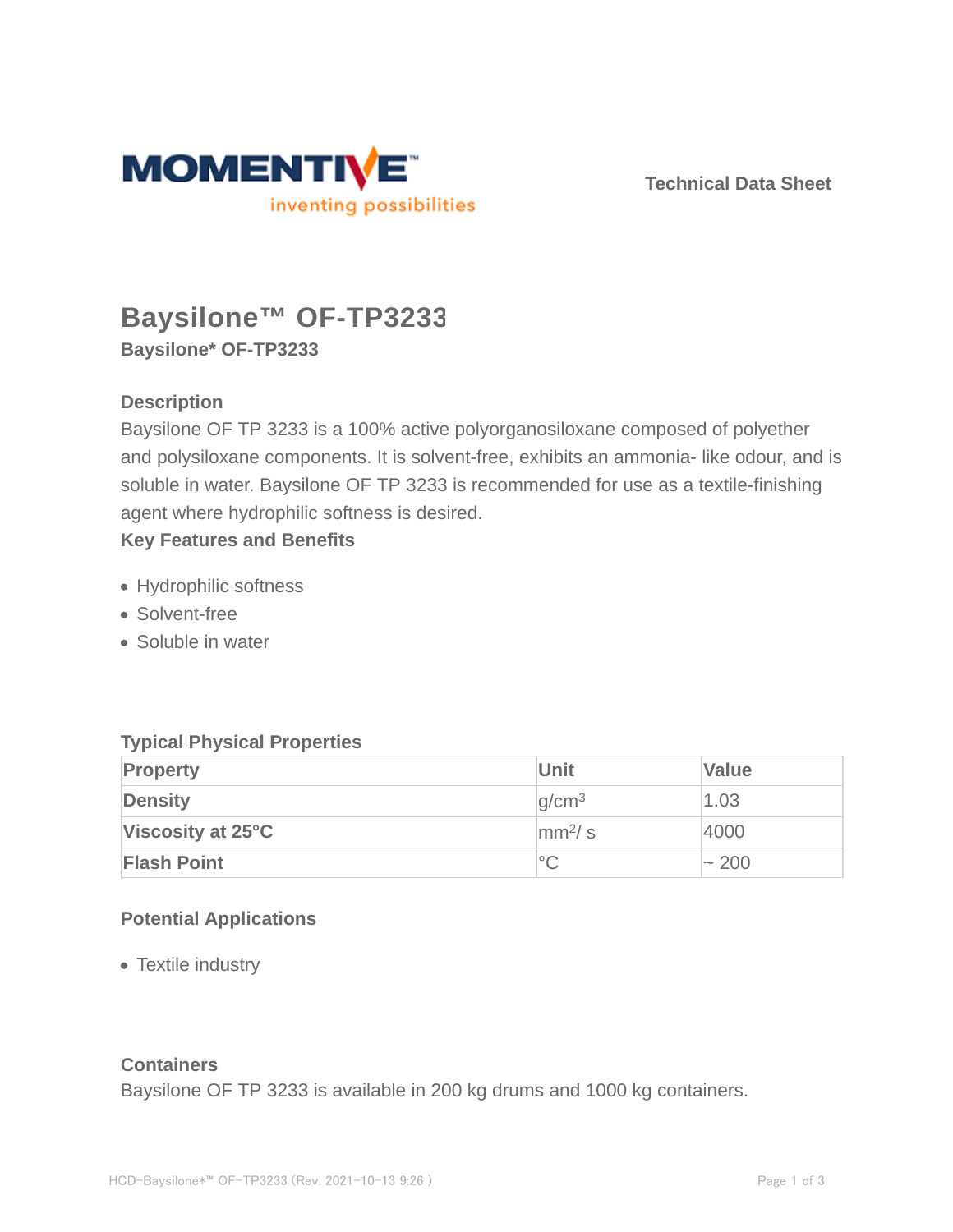Technical Data Sheet

# Baysilone™ OF-TP3233

**Baysilone* OF-TP3233**

### Description

Baysilone OF TP 3233 is a 100% active polyorganosiloxane composed of polyether and polysiloxane components. It is solvent-free, exhibits an ammonia- like odour, and is soluble in water. Baysilone OF TP 3233 is recommended for use as a textile-finishing agent where hydrophilic softness is desired.

### Key Features and Benefits

- Hydrophilic softness
- Solvent-free
- Soluble in water

### Typical Physical Properties

| Property | Unit | Value |
| --- | --- | --- |
| **Density** | $g/cm^3$ | 1.03 |
| **Viscosity at 25°C** | $mm^2/s$ | 4000 |
| **Flash Point** | °C | ~ 200 |

### Potential Applications

- Textile industry

### Containers

Baysilone OF TP 3233 is available in 200 kg drums and 1000 kg containers.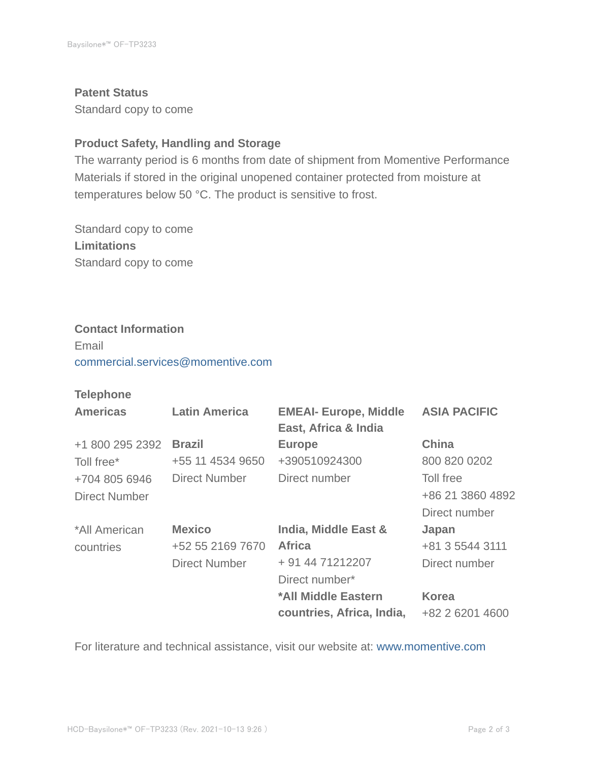### Patent Status

Standard copy to come

### Product Safety, Handling and Storage

The warranty period is 6 months from date of shipment from Momentive Performance Materials if stored in the original unopened container protected from moisture at temperatures below 50 °C. The product is sensitive to frost.

Standard copy to come

### Limitations

Standard copy to come

### Contact Information

Email
commercial.services@momentive.com

**Telephone**

| Americas | Latin America | EMEAI- Europe, Middle East, Africa & India | ASIA PACIFIC |
|---|---|---|---|
| +1 800 295 2392<br>Toll free*<br>+704 805 6946<br>Direct Number | **Brazil**<br>+55 11 4534 9650<br>Direct Number | **Europe**<br>+390510924300<br>Direct number | **China**<br>800 820 0202<br>Toll free<br>+86 21 3860 4892<br>Direct number |
| *All American countries | **Mexico**<br>+52 55 2169 7670<br>Direct Number | **India, Middle East & Africa**<br>+ 91 44 71212207<br>Direct number* | **Japan**<br>+81 3 5544 3111<br>Direct number |
| | | ***All Middle Eastern countries, Africa, India,** | **Korea**<br>+82 2 6201 4600 |

For literature and technical assistance, visit our website at: www.momentive.com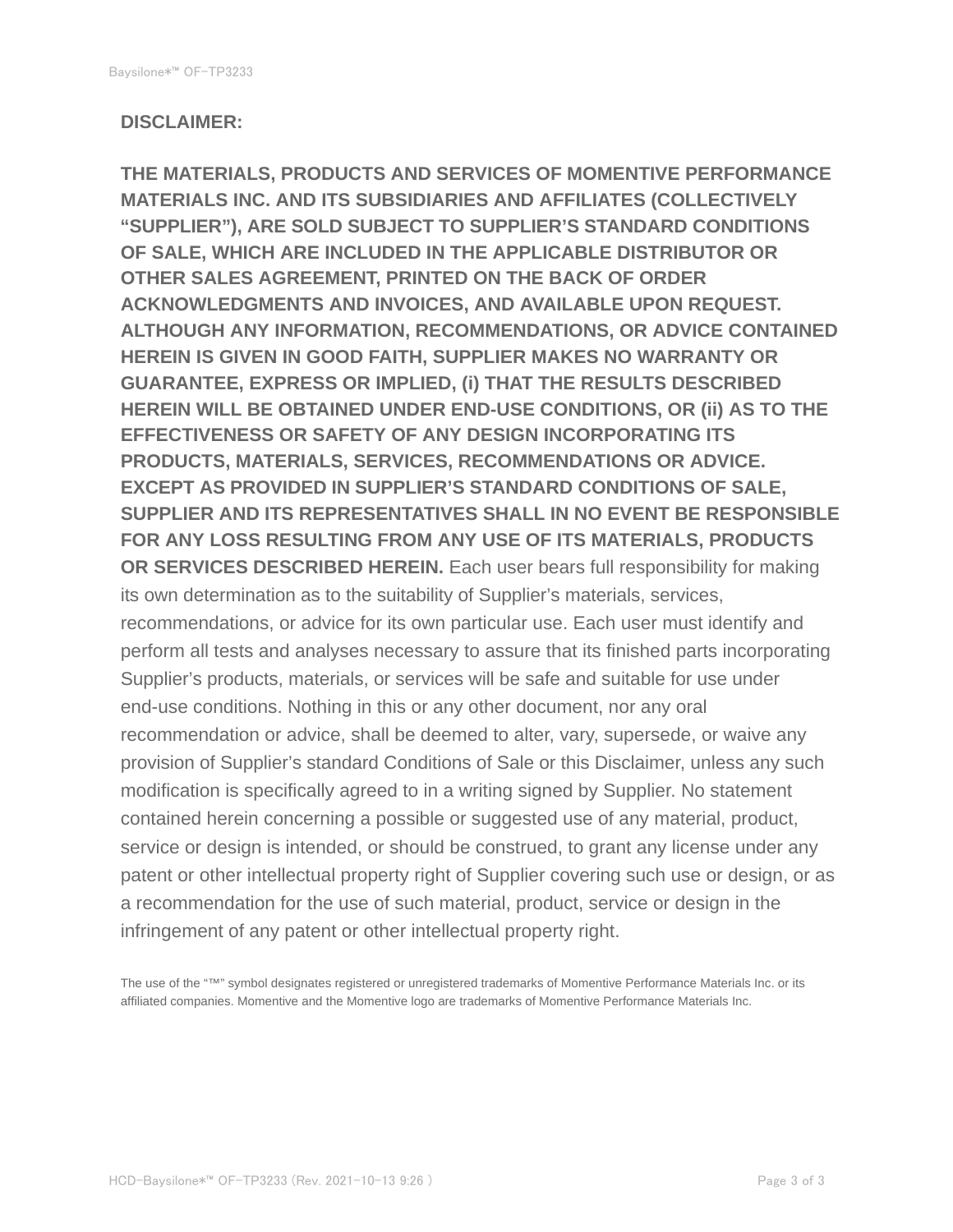**DISCLAIMER:**

**THE MATERIALS, PRODUCTS AND SERVICES OF MOMENTIVE PERFORMANCE MATERIALS INC. AND ITS SUBSIDIARIES AND AFFILIATES (COLLECTIVELY "SUPPLIER"), ARE SOLD SUBJECT TO SUPPLIER'S STANDARD CONDITIONS OF SALE, WHICH ARE INCLUDED IN THE APPLICABLE DISTRIBUTOR OR OTHER SALES AGREEMENT, PRINTED ON THE BACK OF ORDER ACKNOWLEDGMENTS AND INVOICES, AND AVAILABLE UPON REQUEST. ALTHOUGH ANY INFORMATION, RECOMMENDATIONS, OR ADVICE CONTAINED HEREIN IS GIVEN IN GOOD FAITH, SUPPLIER MAKES NO WARRANTY OR GUARANTEE, EXPRESS OR IMPLIED, (i) THAT THE RESULTS DESCRIBED HEREIN WILL BE OBTAINED UNDER END-USE CONDITIONS, OR (ii) AS TO THE EFFECTIVENESS OR SAFETY OF ANY DESIGN INCORPORATING ITS PRODUCTS, MATERIALS, SERVICES, RECOMMENDATIONS OR ADVICE. EXCEPT AS PROVIDED IN SUPPLIER'S STANDARD CONDITIONS OF SALE, SUPPLIER AND ITS REPRESENTATIVES SHALL IN NO EVENT BE RESPONSIBLE FOR ANY LOSS RESULTING FROM ANY USE OF ITS MATERIALS, PRODUCTS OR SERVICES DESCRIBED HEREIN.** Each user bears full responsibility for making its own determination as to the suitability of Supplier's materials, services, recommendations, or advice for its own particular use. Each user must identify and perform all tests and analyses necessary to assure that its finished parts incorporating Supplier's products, materials, or services will be safe and suitable for use under end-use conditions. Nothing in this or any other document, nor any oral recommendation or advice, shall be deemed to alter, vary, supersede, or waive any provision of Supplier's standard Conditions of Sale or this Disclaimer, unless any such modification is specifically agreed to in a writing signed by Supplier. No statement contained herein concerning a possible or suggested use of any material, product, service or design is intended, or should be construed, to grant any license under any patent or other intellectual property right of Supplier covering such use or design, or as a recommendation for the use of such material, product, service or design in the infringement of any patent or other intellectual property right.

The use of the "™" symbol designates registered or unregistered trademarks of Momentive Performance Materials Inc. or its affiliated companies. Momentive and the Momentive logo are trademarks of Momentive Performance Materials Inc.